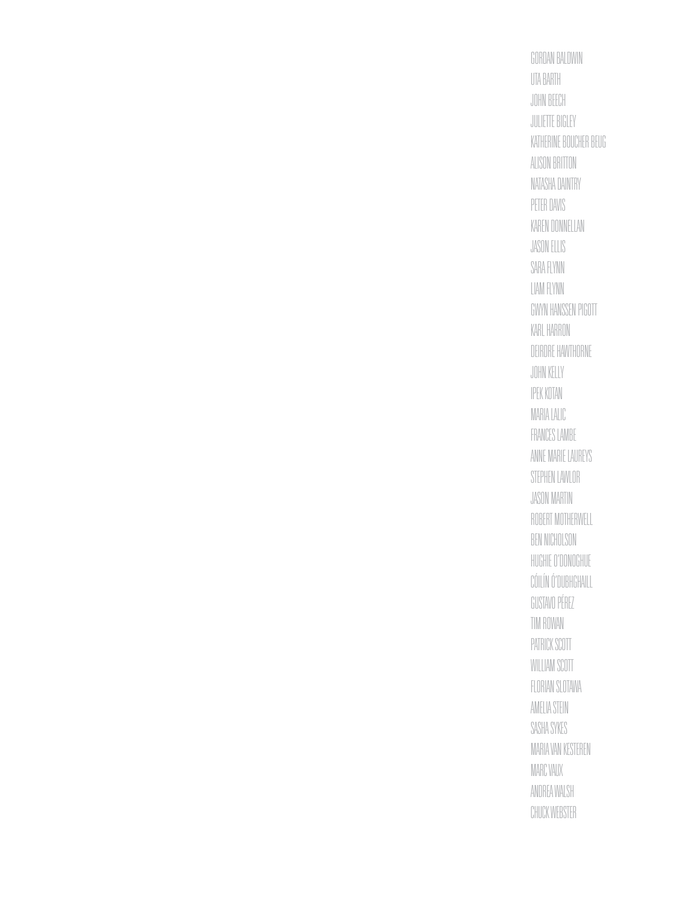GORDAN BALDWIN
UTA BARTH
JOHN BEECH
JULIETTE BIGLEY
KATHERINE BOUCHER BEUG
ALISON BRITTON
NATASHA DAINTRY
PETER DAVIS
KAREN DONNELLAN
JASON ELLIS
SARA FLYNN
LIAM FLYNN
GWYN HANSSEN PIGOTT
KARL HARRON
DEIRDRE HAWTHORNE
JOHN KELLY
IPEK KOTAN
MARIA LALIC
FRANCES LAMBE
ANNE MARIE LAUREYS
STEPHEN LAWLOR
JASON MARTIN
ROBERT MOTHERWELL
BEN NICHOLSON
HUGHIE O'DONOGHUE
CÓILÍN Ó'DUBHGHAILL
GUSTAVO PÉREZ
TIM ROWAN
PATRICK SCOTT
WILLIAM SCOTT
FLORIAN SLOTAWA
AMELIA STEIN
SASHA SYKES
MARIA VAN KESTEREN
MARC VAUX
ANDREA WALSH
CHUCK WEBSTER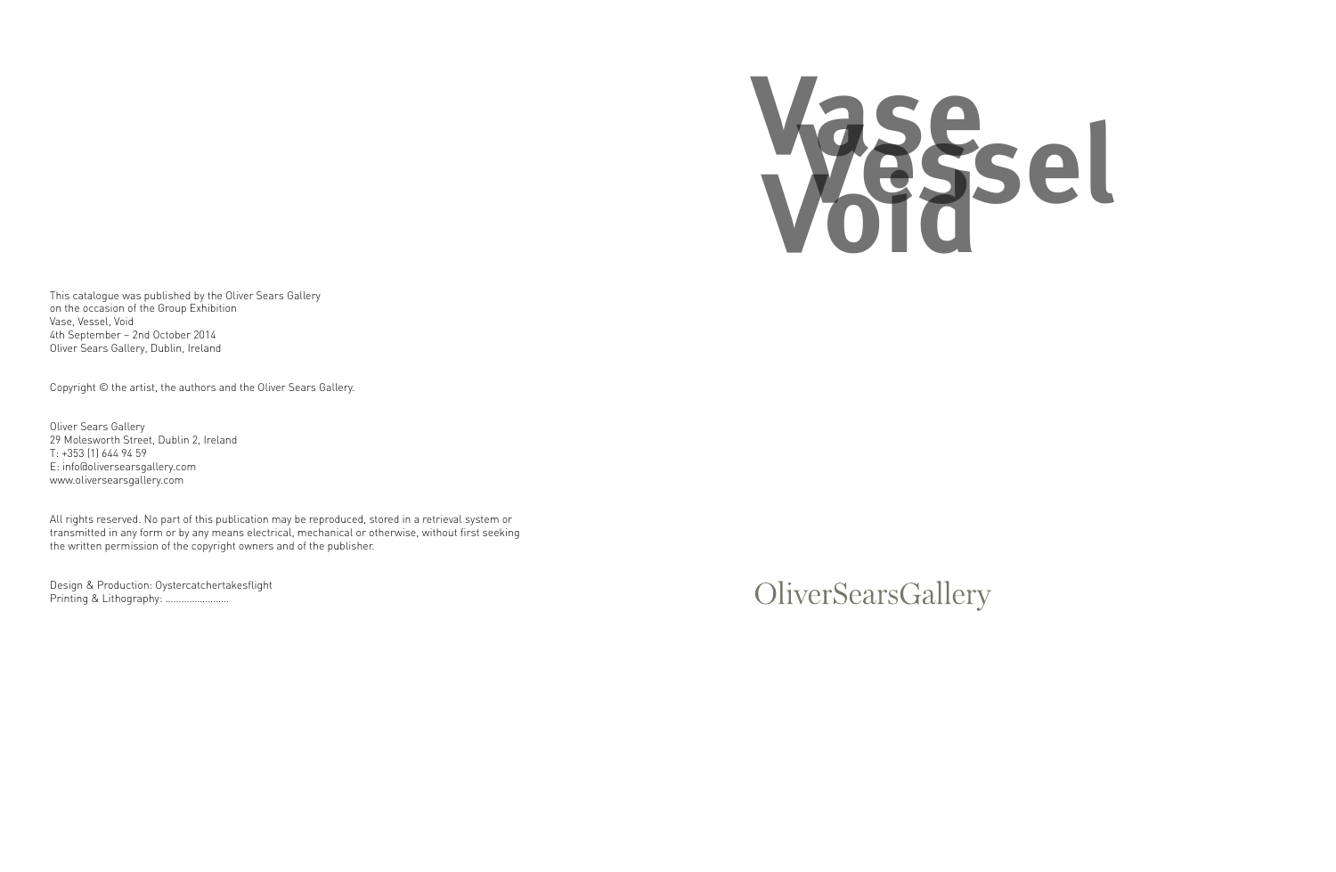# Vase Vessel Void

This catalogue was published by the Oliver Sears Gallery
on the occasion of the Group Exhibition
Vase, Vessel, Void
4th September – 2nd October 2014
Oliver Sears Gallery, Dublin, Ireland

Copyright © the artist, the authors and the Oliver Sears Gallery.

Oliver Sears Gallery
29 Molesworth Street, Dublin 2, Ireland
T: +353 (1) 644 94 59
E: info@oliversearsgallery.com
www.oliversearsgallery.com

All rights reserved. No part of this publication may be reproduced, stored in a retrieval system or transmitted in any form or by any means electrical, mechanical or otherwise, without first seeking the written permission of the copyright owners and of the publisher.

Design & Production: Oystercatchertakesflight
Printing & Lithography: ......................

OliverSearsGallery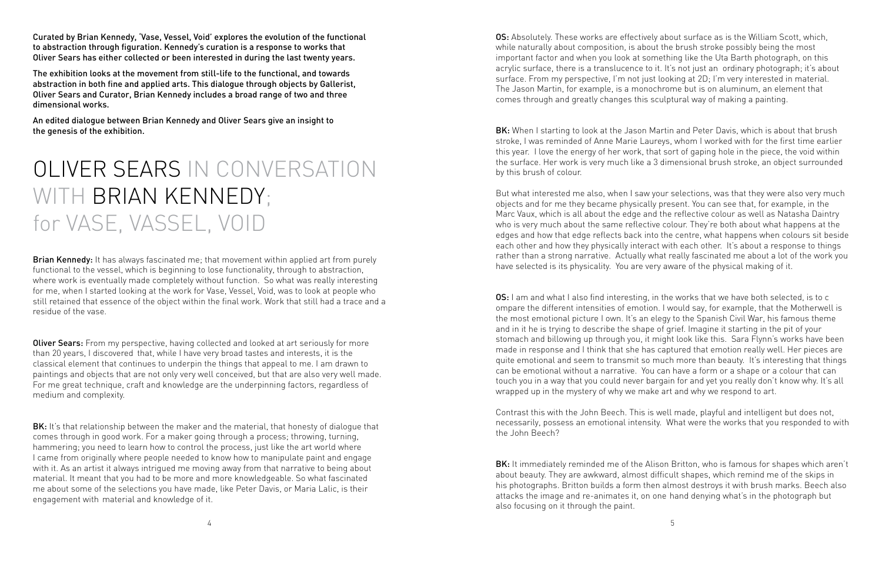**Curated by Brian Kennedy, 'Vase, Vessel, Void' explores the evolution of the functional to abstraction through figuration. Kennedy's curation is a response to works that Oliver Sears has either collected or been interested in during the last twenty years.**

**The exhibition looks at the movement from still-life to the functional, and towards abstraction in both fine and applied arts. This dialogue through objects by Gallerist, Oliver Sears and Curator, Brian Kennedy includes a broad range of two and three dimensional works.**

**An edited dialogue between Brian Kennedy and Oliver Sears give an insight to the genesis of the exhibition.**

# OLIVER SEARS IN CONVERSATION WITH BRIAN KENNEDY; for VASE, VASSEL, VOID

**Brian Kennedy:** It has always fascinated me; that movement within applied art from purely functional to the vessel, which is beginning to lose functionality, through to abstraction, where work is eventually made completely without function. So what was really interesting for me, when I started looking at the work for Vase, Vessel, Void, was to look at people who still retained that essence of the object within the final work. Work that still had a trace and a residue of the vase.

**Oliver Sears:** From my perspective, having collected and looked at art seriously for more than 20 years, I discovered that, while I have very broad tastes and interests, it is the classical element that continues to underpin the things that appeal to me. I am drawn to paintings and objects that are not only very well conceived, but that are also very well made. For me great technique, craft and knowledge are the underpinning factors, regardless of medium and complexity.

**BK:** It's that relationship between the maker and the material, that honesty of dialogue that comes through in good work. For a maker going through a process; throwing, turning, hammering; you need to learn how to control the process, just like the art world where I came from originally where people needed to know how to manipulate paint and engage with it. As an artist it always intrigued me moving away from that narrative to being about material. It meant that you had to be more and more knowledgeable. So what fascinated me about some of the selections you have made, like Peter Davis, or Maria Lalic, is their engagement with material and knowledge of it.

**OS:** Absolutely. These works are effectively about surface as is the William Scott, which, while naturally about composition, is about the brush stroke possibly being the most important factor and when you look at something like the Uta Barth photograph, on this acrylic surface, there is a translucence to it. It's not just an ordinary photograph; it's about surface. From my perspective, I'm not just looking at 2D; I'm very interested in material. The Jason Martin, for example, is a monochrome but is on aluminum, an element that comes through and greatly changes this sculptural way of making a painting.

**BK:** When I starting to look at the Jason Martin and Peter Davis, which is about that brush stroke, I was reminded of Anne Marie Laureys, whom I worked with for the first time earlier this year. I love the energy of her work, that sort of gaping hole in the piece, the void within the surface. Her work is very much like a 3 dimensional brush stroke, an object surrounded by this brush of colour.

But what interested me also, when I saw your selections, was that they were also very much objects and for me they became physically present. You can see that, for example, in the Marc Vaux, which is all about the edge and the reflective colour as well as Natasha Daintry who is very much about the same reflective colour. They're both about what happens at the edges and how that edge reflects back into the centre, what happens when colours sit beside each other and how they physically interact with each other. It's about a response to things rather than a strong narrative. Actually what really fascinated me about a lot of the work you have selected is its physicality. You are very aware of the physical making of it.

**OS:** I am and what I also find interesting, in the works that we have both selected, is to c ompare the different intensities of emotion. I would say, for example, that the Motherwell is the most emotional picture I own. It's an elegy to the Spanish Civil War, his famous theme and in it he is trying to describe the shape of grief. Imagine it starting in the pit of your stomach and billowing up through you, it might look like this. Sara Flynn's works have been made in response and I think that she has captured that emotion really well. Her pieces are quite emotional and seem to transmit so much more than beauty. It's interesting that things can be emotional without a narrative. You can have a form or a shape or a colour that can touch you in a way that you could never bargain for and yet you really don't know why. It's all wrapped up in the mystery of why we make art and why we respond to art.

Contrast this with the John Beech. This is well made, playful and intelligent but does not, necessarily, possess an emotional intensity. What were the works that you responded to with the John Beech?

**BK:** It immediately reminded me of the Alison Britton, who is famous for shapes which aren't about beauty. They are awkward, almost difficult shapes, which remind me of the skips in his photographs. Britton builds a form then almost destroys it with brush marks. Beech also attacks the image and re-animates it, on one hand denying what's in the photograph but also focusing on it through the paint.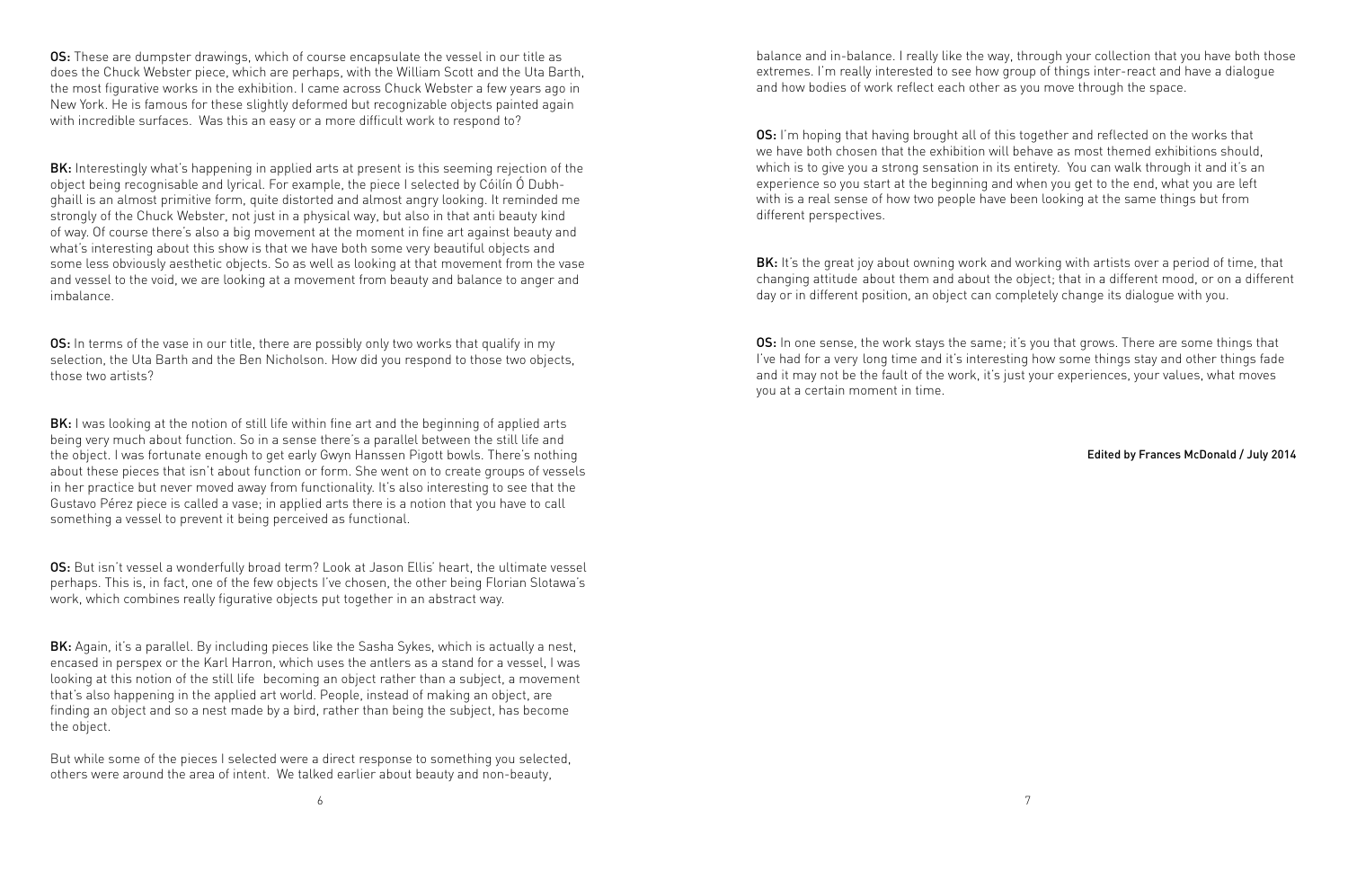**OS:** These are dumpster drawings, which of course encapsulate the vessel in our title as does the Chuck Webster piece, which are perhaps, with the William Scott and the Uta Barth, the most figurative works in the exhibition. I came across Chuck Webster a few years ago in New York. He is famous for these slightly deformed but recognizable objects painted again with incredible surfaces. Was this an easy or a more difficult work to respond to?

**BK:** Interestingly what's happening in applied arts at present is this seeming rejection of the object being recognisable and lyrical. For example, the piece I selected by Cóilín Ó Dubh-ghaill is an almost primitive form, quite distorted and almost angry looking. It reminded me strongly of the Chuck Webster, not just in a physical way, but also in that anti beauty kind of way. Of course there's also a big movement at the moment in fine art against beauty and what's interesting about this show is that we have both some very beautiful objects and some less obviously aesthetic objects. So as well as looking at that movement from the vase and vessel to the void, we are looking at a movement from beauty and balance to anger and imbalance.

**OS:** In terms of the vase in our title, there are possibly only two works that qualify in my selection, the Uta Barth and the Ben Nicholson. How did you respond to those two objects, those two artists?

**BK:** I was looking at the notion of still life within fine art and the beginning of applied arts being very much about function. So in a sense there's a parallel between the still life and the object. I was fortunate enough to get early Gwyn Hanssen Pigott bowls. There's nothing about these pieces that isn't about function or form. She went on to create groups of vessels in her practice but never moved away from functionality. It's also interesting to see that the Gustavo Pérez piece is called a vase; in applied arts there is a notion that you have to call something a vessel to prevent it being perceived as functional.

**OS:** But isn't vessel a wonderfully broad term? Look at Jason Ellis' heart, the ultimate vessel perhaps. This is, in fact, one of the few objects I've chosen, the other being Florian Slotawa's work, which combines really figurative objects put together in an abstract way.

**BK:** Again, it's a parallel. By including pieces like the Sasha Sykes, which is actually a nest, encased in perspex or the Karl Harron, which uses the antlers as a stand for a vessel, I was looking at this notion of the still life becoming an object rather than a subject, a movement that's also happening in the applied art world. People, instead of making an object, are finding an object and so a nest made by a bird, rather than being the subject, has become the object.

But while some of the pieces I selected were a direct response to something you selected, others were around the area of intent. We talked earlier about beauty and non-beauty, balance and in-balance. I really like the way, through your collection that you have both those extremes. I'm really interested to see how group of things inter-react and have a dialogue and how bodies of work reflect each other as you move through the space.

**OS:** I'm hoping that having brought all of this together and reflected on the works that we have both chosen that the exhibition will behave as most themed exhibitions should, which is to give you a strong sensation in its entirety. You can walk through it and it's an experience so you start at the beginning and when you get to the end, what you are left with is a real sense of how two people have been looking at the same things but from different perspectives.

**BK:** It's the great joy about owning work and working with artists over a period of time, that changing attitude about them and about the object; that in a different mood, or on a different day or in different position, an object can completely change its dialogue with you.

**OS:** In one sense, the work stays the same; it's you that grows. There are some things that I've had for a very long time and it's interesting how some things stay and other things fade and it may not be the fault of the work, it's just your experiences, your values, what moves you at a certain moment in time.

**Edited by Frances McDonald / July 2014**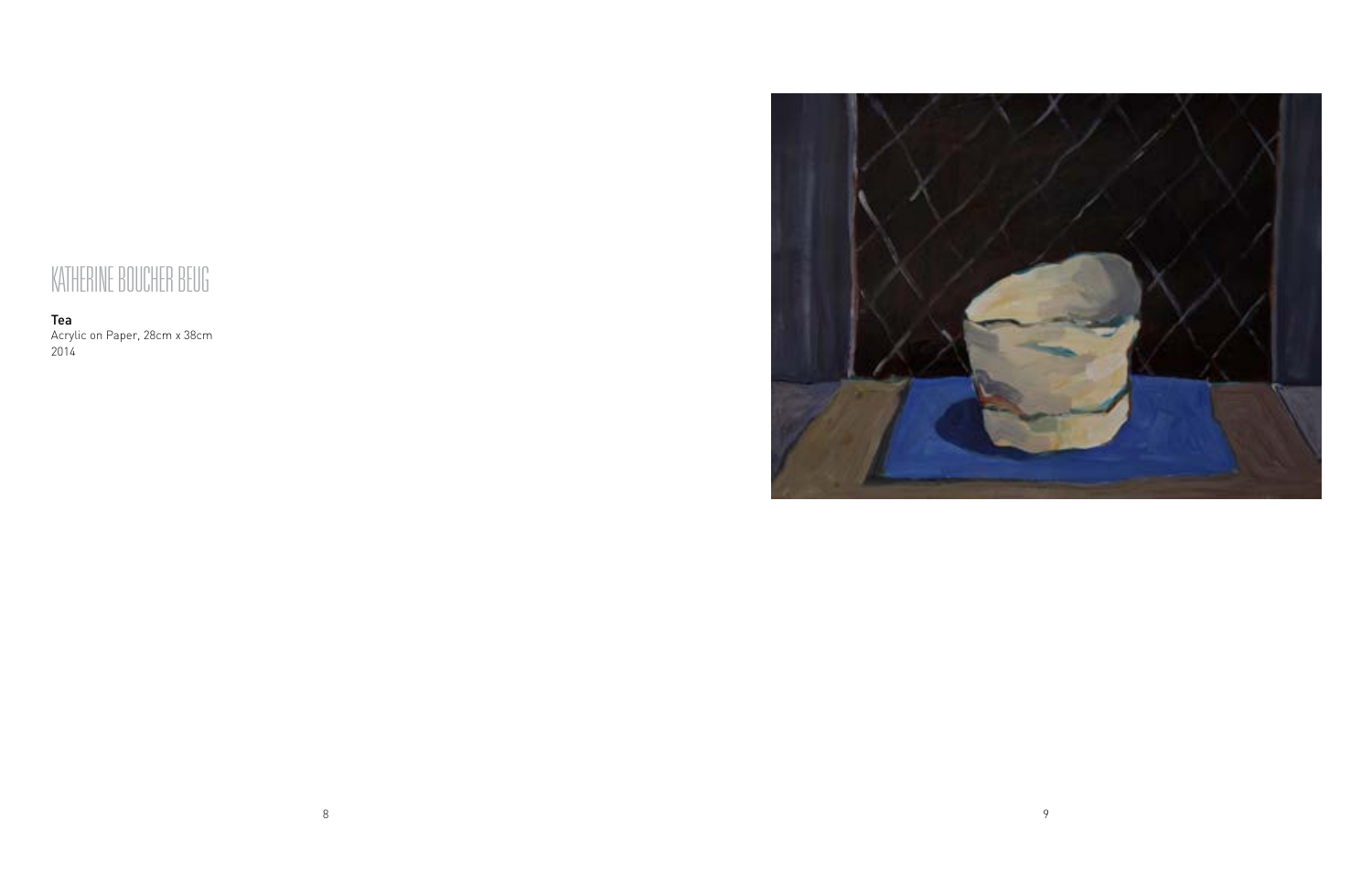# KATHERINE BOUCHER BEUG

**Tea**
Acrylic on Paper, 28cm x 38cm
2014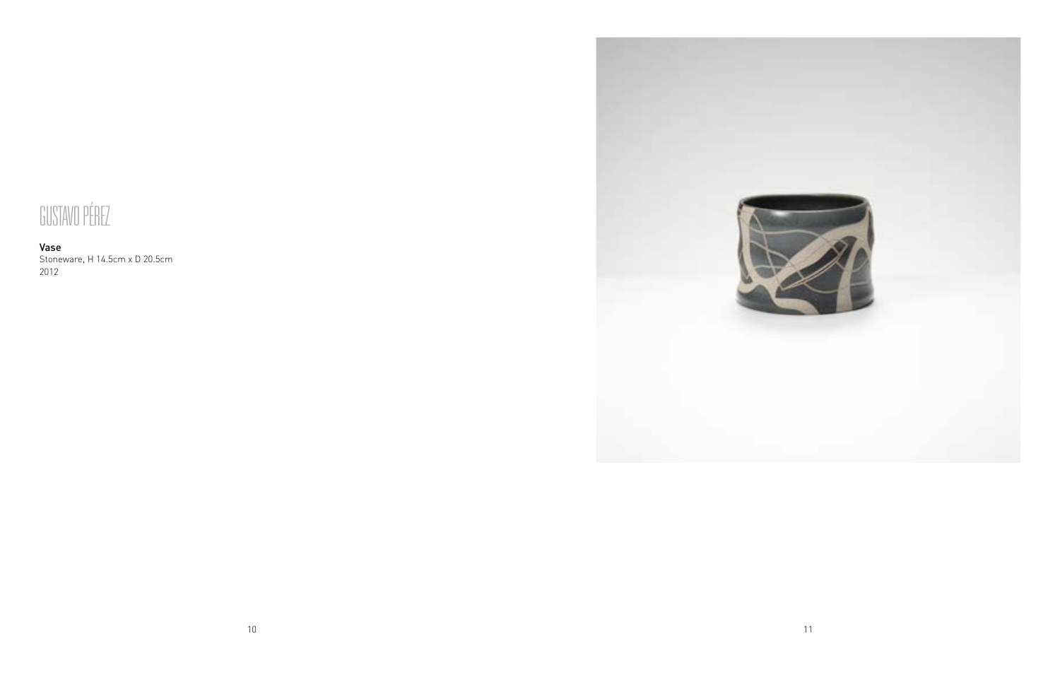# GUSTAVO PÉREZ

**Vase**
Stoneware, H 14.5cm x D 20.5cm
2012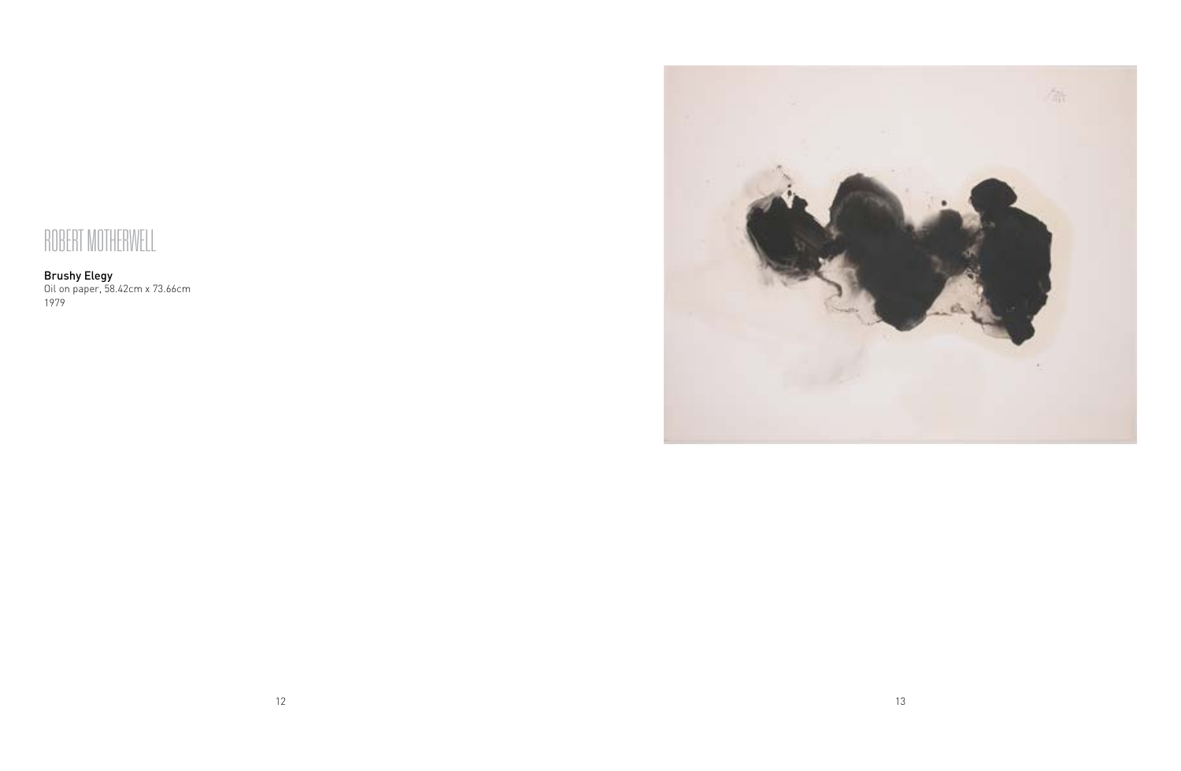# ROBERT MOTHERWELL

**Brushy Elegy**
Oil on paper, 58.42cm x 73.66cm
1979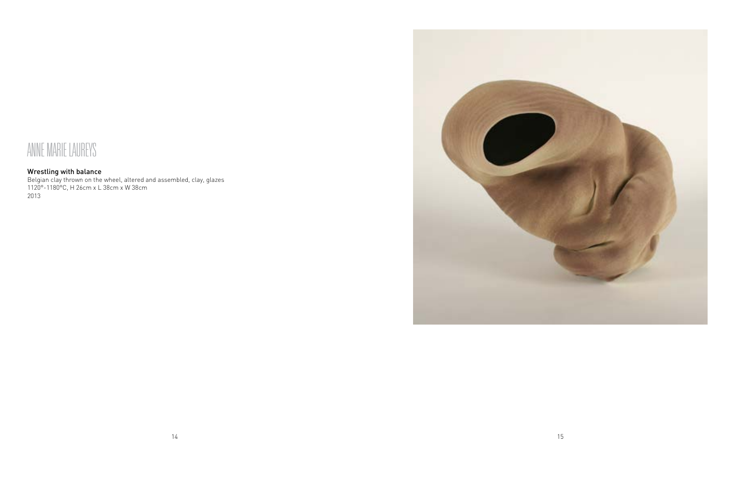# ANNE MARIE LAUREYS

**Wrestling with balance**
Belgian clay thrown on the wheel, altered and assembled, clay, glazes
1120°-1180°C, H 26cm x L 38cm x W 38cm
2013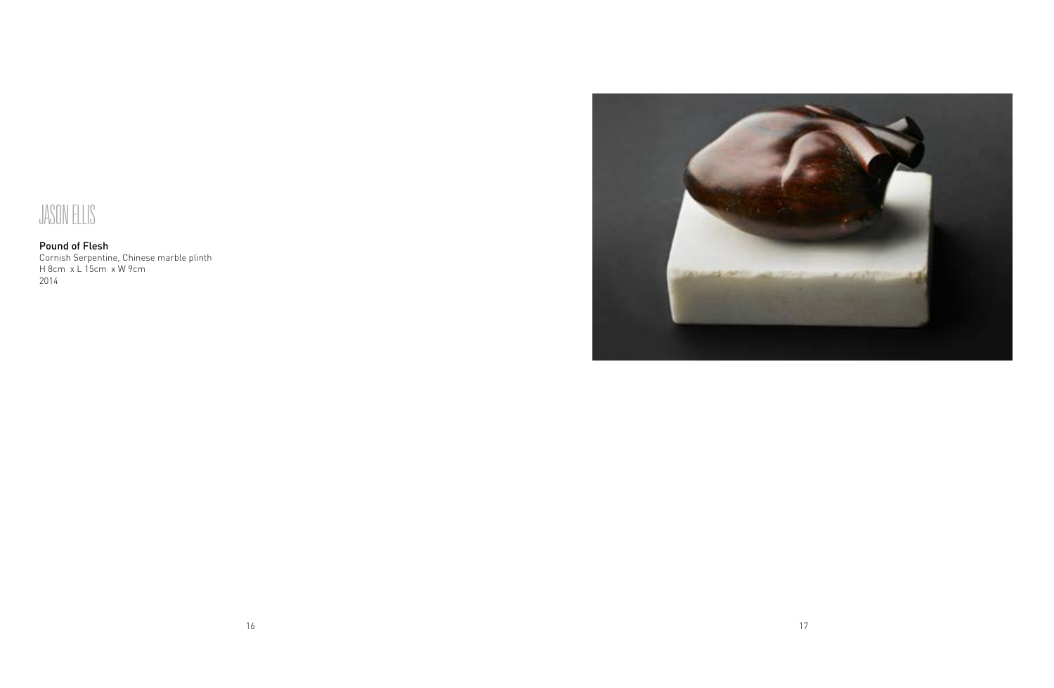# JASON ELLIS

**Pound of Flesh**
Cornish Serpentine, Chinese marble plinth
H 8cm x L 15cm x W 9cm
2014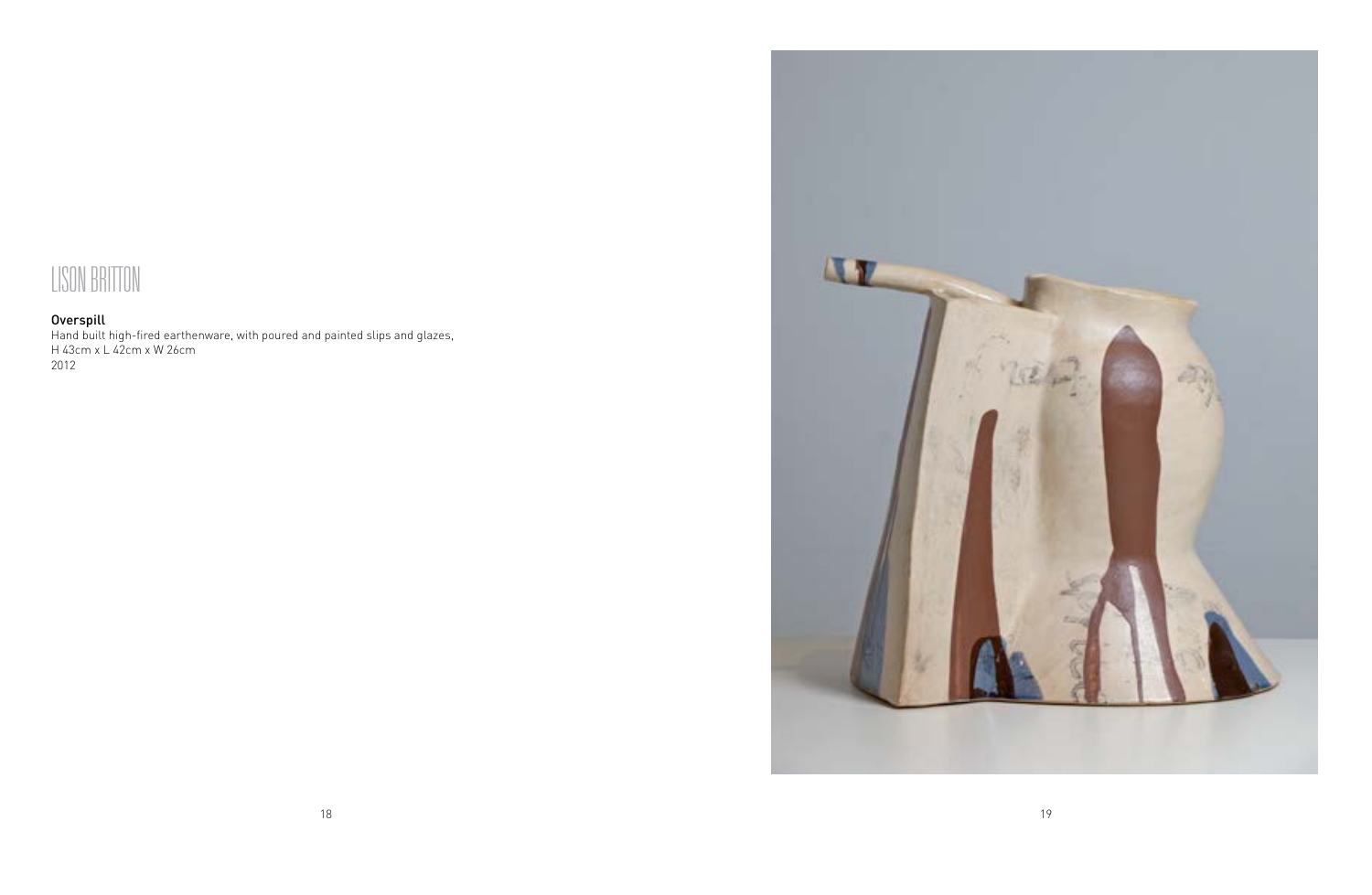# LISON BRITTON

**Overspill**

Hand built high-fired earthenware, with poured and painted slips and glazes,
H 43cm x L 42cm x W 26cm
2012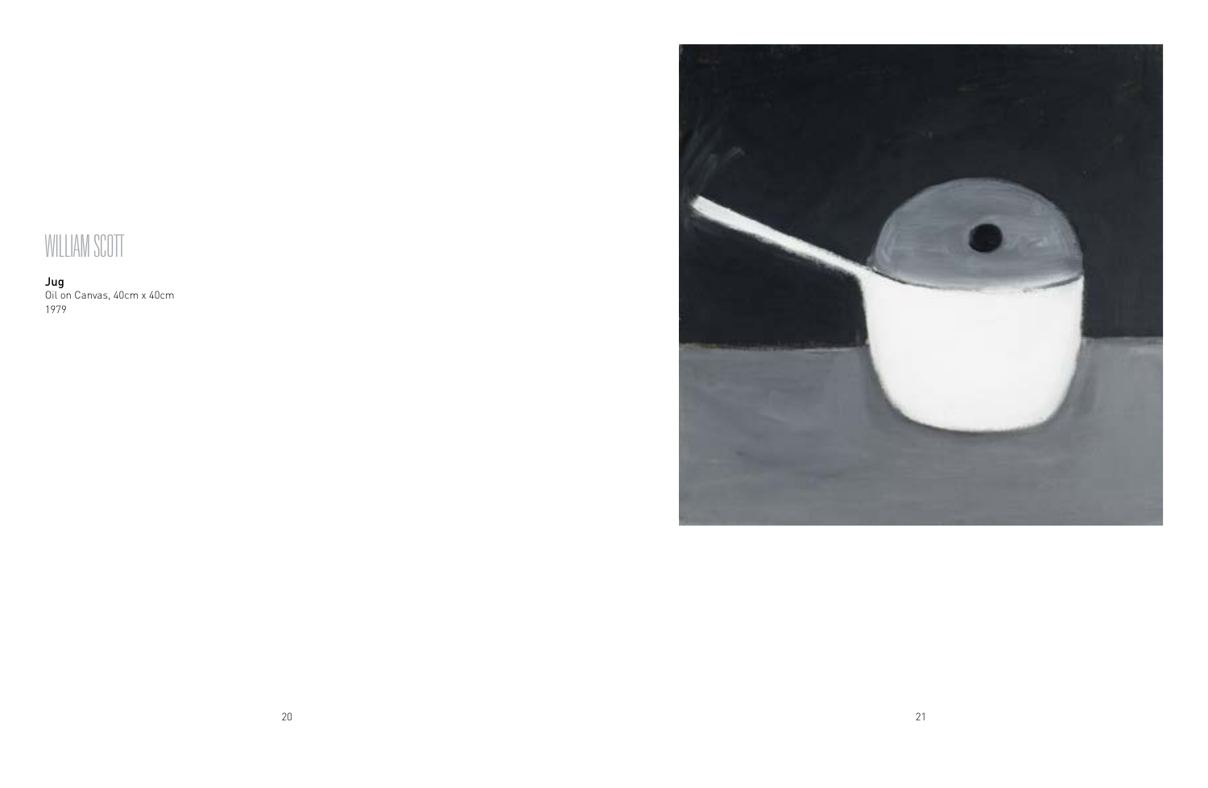# WILLIAM SCOTT

**Jug**
Oil on Canvas, 40cm x 40cm
1979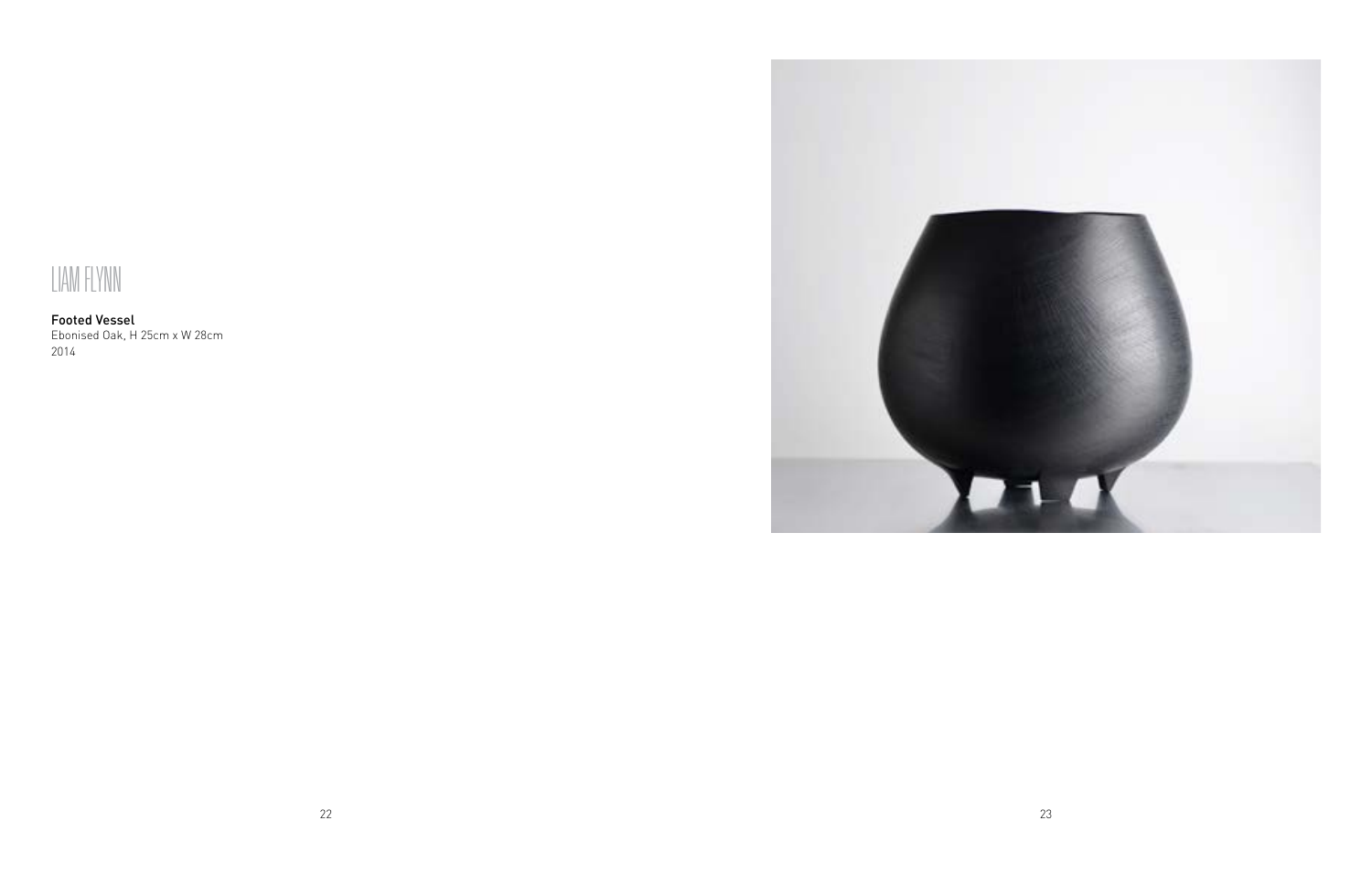# LIAM FLYNN

**Footed Vessel**
Ebonised Oak, H 25cm x W 28cm
2014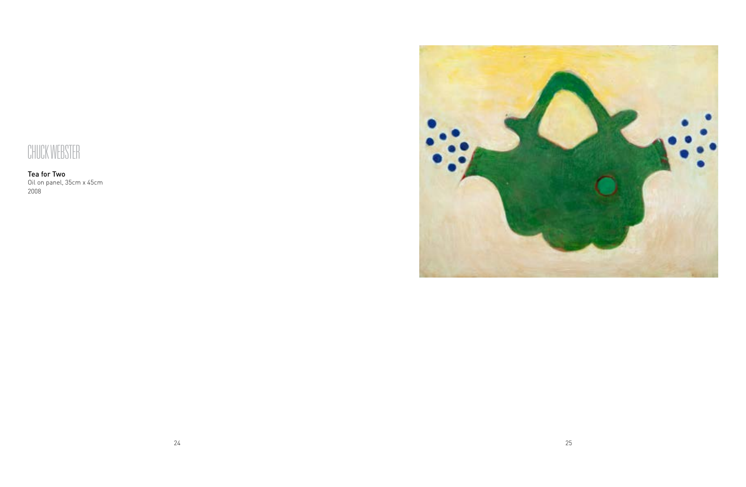# CHUCK WEBSTER

**Tea for Two**
Oil on panel, 35cm x 45cm
2008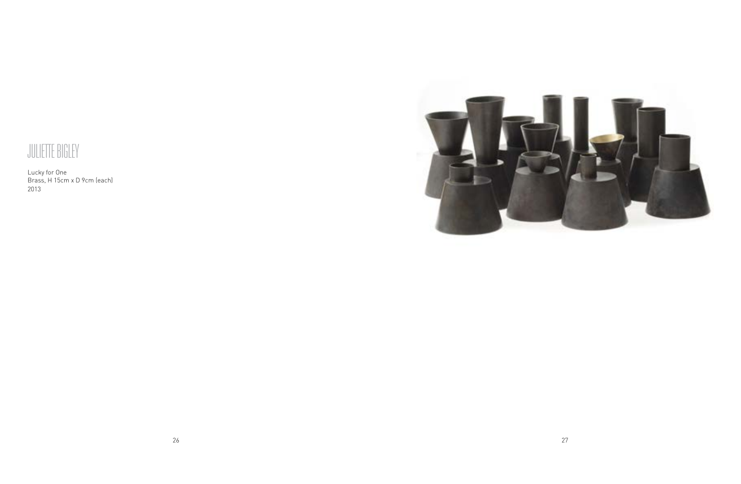# JULIETTE BIGLEY

Lucky for One
Brass, H 15cm x D 9cm (each)
2013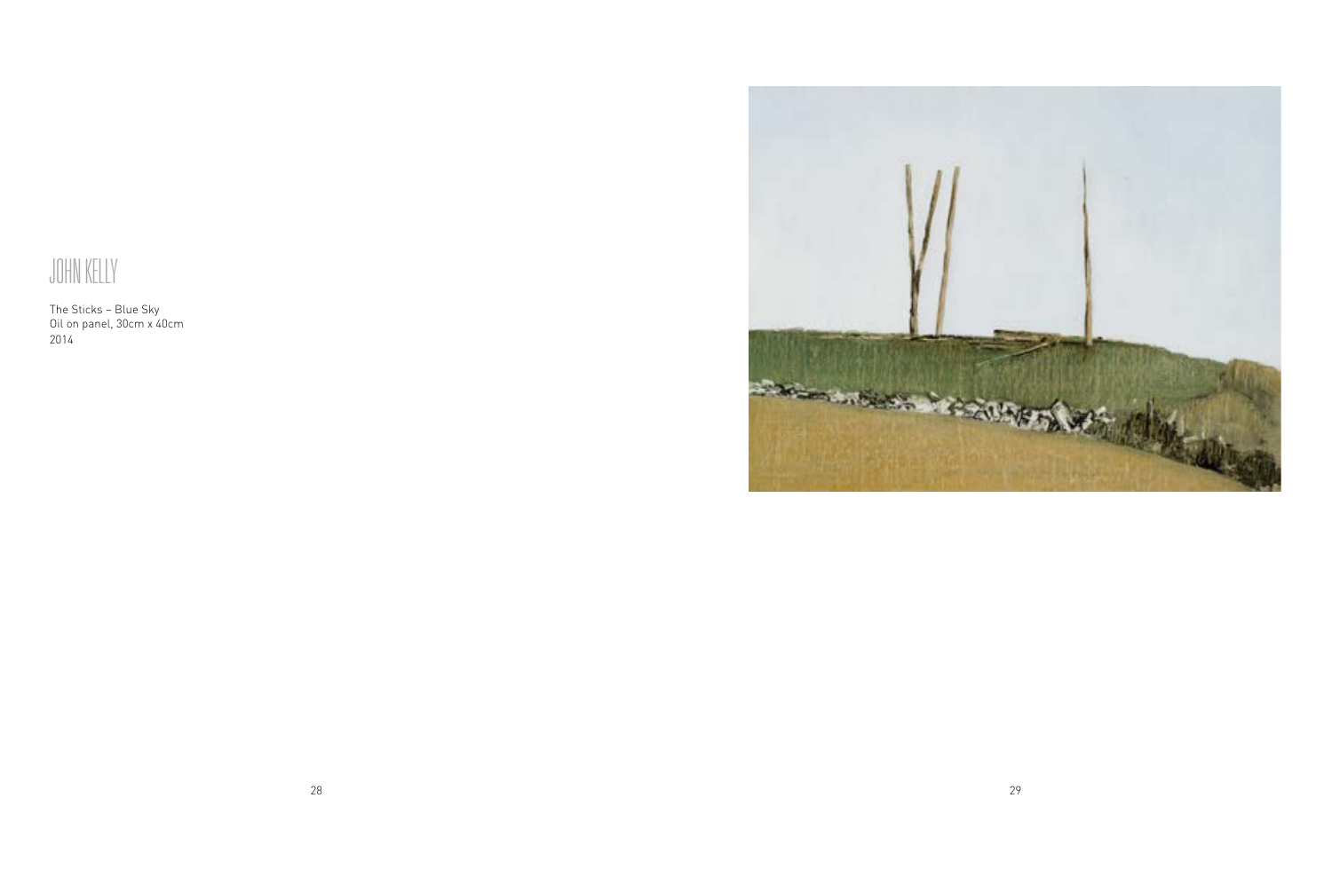# JOHN KELLY

The Sticks – Blue Sky
Oil on panel, 30cm x 40cm
2014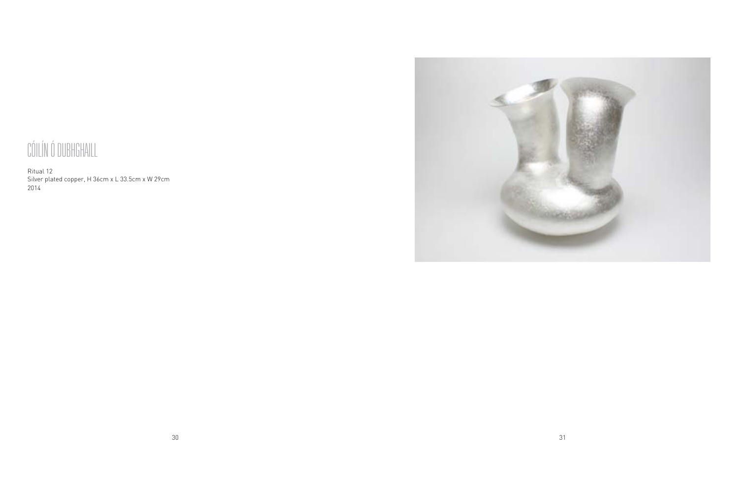# CÓILÍN Ó DUBHGHAILL

Ritual 12
Silver plated copper, H 36cm x L 33.5cm x W 29cm
2014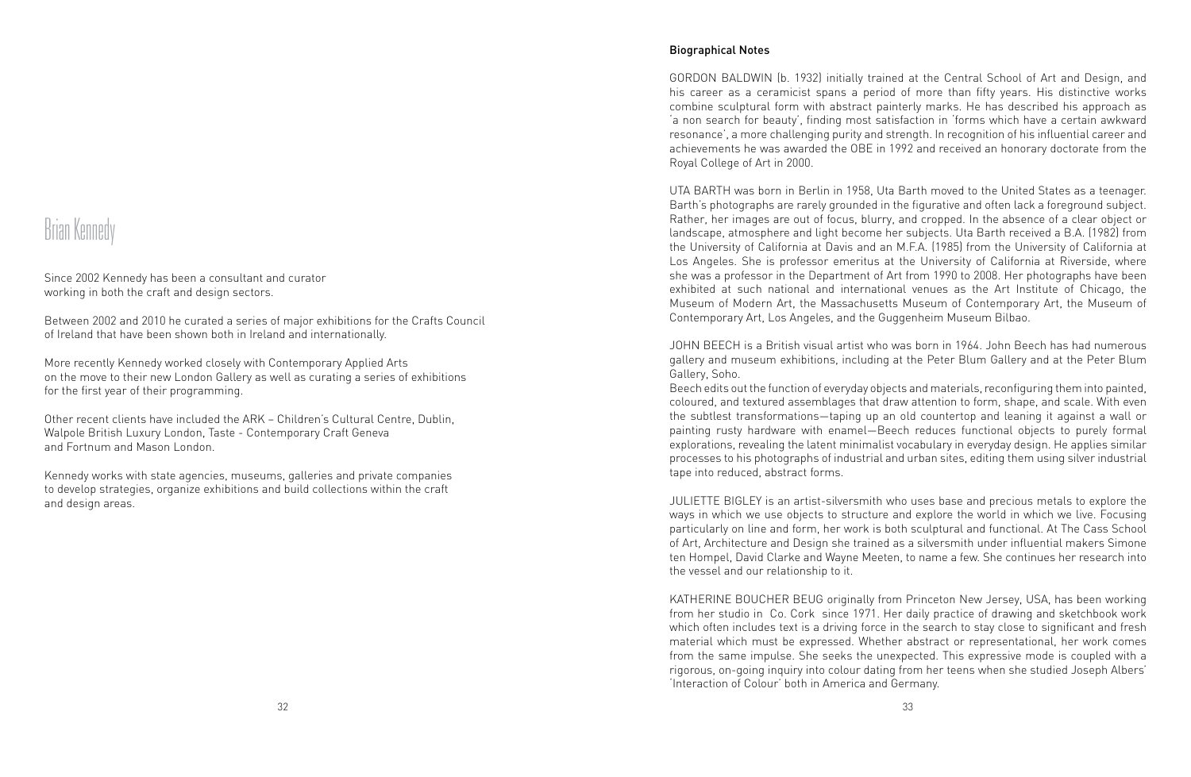# Brian Kennedy

Since 2002 Kennedy has been a consultant and curator working in both the craft and design sectors.

Between 2002 and 2010 he curated a series of major exhibitions for the Crafts Council of Ireland that have been shown both in Ireland and internationally.

More recently Kennedy worked closely with Contemporary Applied Arts on the move to their new London Gallery as well as curating a series of exhibitions for the first year of their programming.

Other recent clients have included the ARK – Children's Cultural Centre, Dublin, Walpole British Luxury London, Taste - Contemporary Craft Geneva and Fortnum and Mason London.

Kennedy works with state agencies, museums, galleries and private companies to develop strategies, organize exhibitions and build collections within the craft and design areas.

## Biographical Notes

GORDON BALDWIN (b. 1932) initially trained at the Central School of Art and Design, and his career as a ceramicist spans a period of more than fifty years. His distinctive works combine sculptural form with abstract painterly marks. He has described his approach as 'a non search for beauty', finding most satisfaction in 'forms which have a certain awkward resonance', a more challenging purity and strength. In recognition of his influential career and achievements he was awarded the OBE in 1992 and received an honorary doctorate from the Royal College of Art in 2000.

UTA BARTH was born in Berlin in 1958, Uta Barth moved to the United States as a teenager. Barth's photographs are rarely grounded in the figurative and often lack a foreground subject. Rather, her images are out of focus, blurry, and cropped. In the absence of a clear object or landscape, atmosphere and light become her subjects. Uta Barth received a B.A. (1982) from the University of California at Davis and an M.F.A. (1985) from the University of California at Los Angeles. She is professor emeritus at the University of California at Riverside, where she was a professor in the Department of Art from 1990 to 2008. Her photographs have been exhibited at such national and international venues as the Art Institute of Chicago, the Museum of Modern Art, the Massachusetts Museum of Contemporary Art, the Museum of Contemporary Art, Los Angeles, and the Guggenheim Museum Bilbao.

JOHN BEECH is a British visual artist who was born in 1964. John Beech has had numerous gallery and museum exhibitions, including at the Peter Blum Gallery and at the Peter Blum Gallery, Soho.
Beech edits out the function of everyday objects and materials, reconfiguring them into painted, coloured, and textured assemblages that draw attention to form, shape, and scale. With even the subtlest transformations—taping up an old countertop and leaning it against a wall or painting rusty hardware with enamel—Beech reduces functional objects to purely formal explorations, revealing the latent minimalist vocabulary in everyday design. He applies similar processes to his photographs of industrial and urban sites, editing them using silver industrial tape into reduced, abstract forms.

JULIETTE BIGLEY is an artist-silversmith who uses base and precious metals to explore the ways in which we use objects to structure and explore the world in which we live. Focusing particularly on line and form, her work is both sculptural and functional. At The Cass School of Art, Architecture and Design she trained as a silversmith under influential makers Simone ten Hompel, David Clarke and Wayne Meeten, to name a few. She continues her research into the vessel and our relationship to it.

KATHERINE BOUCHER BEUG originally from Princeton New Jersey, USA, has been working from her studio in Co. Cork since 1971. Her daily practice of drawing and sketchbook work which often includes text is a driving force in the search to stay close to significant and fresh material which must be expressed. Whether abstract or representational, her work comes from the same impulse. She seeks the unexpected. This expressive mode is coupled with a rigorous, on-going inquiry into colour dating from her teens when she studied Joseph Albers' 'Interaction of Colour' both in America and Germany.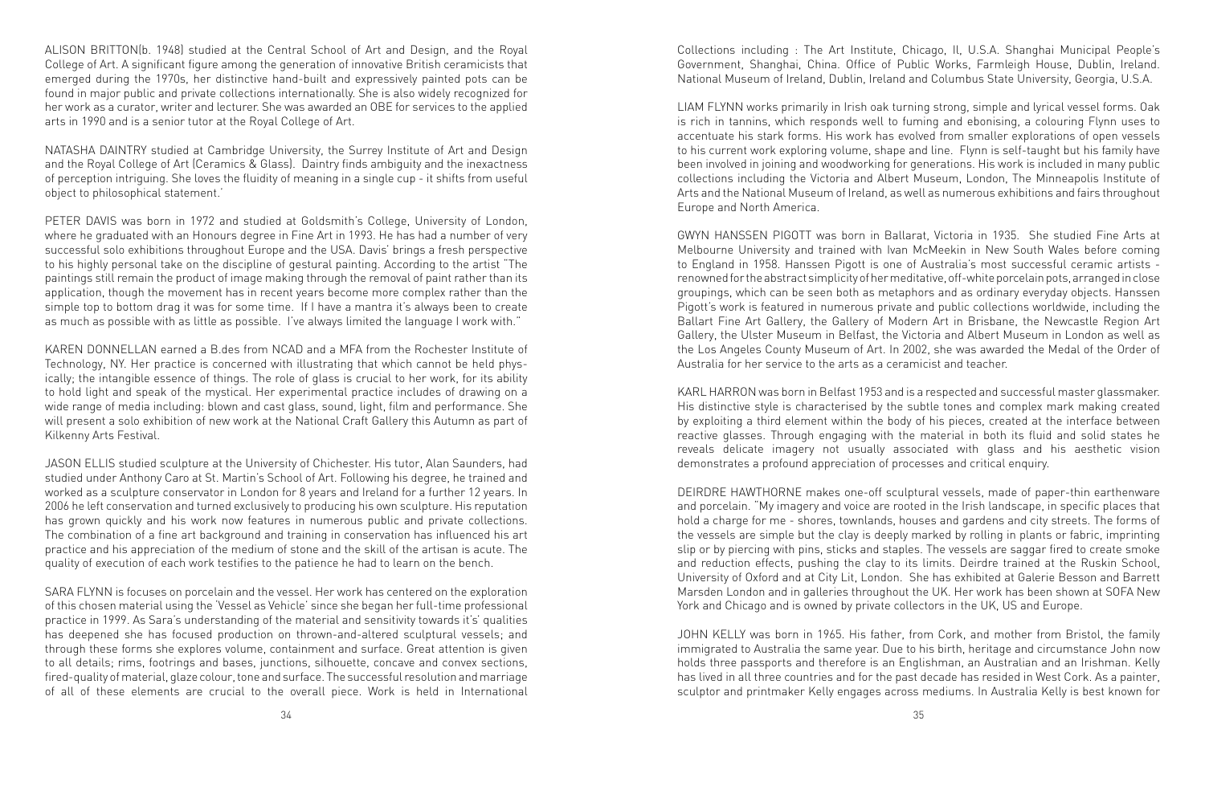ALISON BRITTON(b. 1948) studied at the Central School of Art and Design, and the Royal College of Art. A significant figure among the generation of innovative British ceramicists that emerged during the 1970s, her distinctive hand-built and expressively painted pots can be found in major public and private collections internationally. She is also widely recognized for her work as a curator, writer and lecturer. She was awarded an OBE for services to the applied arts in 1990 and is a senior tutor at the Royal College of Art.

NATASHA DAINTRY studied at Cambridge University, the Surrey Institute of Art and Design and the Royal College of Art (Ceramics & Glass). Daintry finds ambiguity and the inexactness of perception intriguing. She loves the fluidity of meaning in a single cup - it shifts from useful object to philosophical statement.'

PETER DAVIS was born in 1972 and studied at Goldsmith's College, University of London, where he graduated with an Honours degree in Fine Art in 1993. He has had a number of very successful solo exhibitions throughout Europe and the USA. Davis' brings a fresh perspective to his highly personal take on the discipline of gestural painting. According to the artist "The paintings still remain the product of image making through the removal of paint rather than its application, though the movement has in recent years become more complex rather than the simple top to bottom drag it was for some time. If I have a mantra it's always been to create as much as possible with as little as possible. I've always limited the language I work with."

KAREN DONNELLAN earned a B.des from NCAD and a MFA from the Rochester Institute of Technology, NY. Her practice is concerned with illustrating that which cannot be held physically; the intangible essence of things. The role of glass is crucial to her work, for its ability to hold light and speak of the mystical. Her experimental practice includes of drawing on a wide range of media including: blown and cast glass, sound, light, film and performance. She will present a solo exhibition of new work at the National Craft Gallery this Autumn as part of Kilkenny Arts Festival.

JASON ELLIS studied sculpture at the University of Chichester. His tutor, Alan Saunders, had studied under Anthony Caro at St. Martin's School of Art. Following his degree, he trained and worked as a sculpture conservator in London for 8 years and Ireland for a further 12 years. In 2006 he left conservation and turned exclusively to producing his own sculpture. His reputation has grown quickly and his work now features in numerous public and private collections. The combination of a fine art background and training in conservation has influenced his art practice and his appreciation of the medium of stone and the skill of the artisan is acute. The quality of execution of each work testifies to the patience he had to learn on the bench.

SARA FLYNN is focuses on porcelain and the vessel. Her work has centered on the exploration of this chosen material using the 'Vessel as Vehicle' since she began her full-time professional practice in 1999. As Sara's understanding of the material and sensitivity towards it's' qualities has deepened she has focused production on thrown-and-altered sculptural vessels; and through these forms she explores volume, containment and surface. Great attention is given to all details; rims, footrings and bases, junctions, silhouette, concave and convex sections, fired-quality of material, glaze colour, tone and surface. The successful resolution and marriage of all of these elements are crucial to the overall piece. Work is held in International Collections including : The Art Institute, Chicago, Il, U.S.A. Shanghai Municipal People's Government, Shanghai, China. Office of Public Works, Farmleigh House, Dublin, Ireland. National Museum of Ireland, Dublin, Ireland and Columbus State University, Georgia, U.S.A.

LIAM FLYNN works primarily in Irish oak turning strong, simple and lyrical vessel forms. Oak is rich in tannins, which responds well to fuming and ebonising, a colouring Flynn uses to accentuate his stark forms. His work has evolved from smaller explorations of open vessels to his current work exploring volume, shape and line. Flynn is self-taught but his family have been involved in joining and woodworking for generations. His work is included in many public collections including the Victoria and Albert Museum, London, The Minneapolis Institute of Arts and the National Museum of Ireland, as well as numerous exhibitions and fairs throughout Europe and North America.

GWYN HANSSEN PIGOTT was born in Ballarat, Victoria in 1935. She studied Fine Arts at Melbourne University and trained with Ivan McMeekin in New South Wales before coming to England in 1958. Hanssen Pigott is one of Australia's most successful ceramic artists - renowned for the abstract simplicity of her meditative, off-white porcelain pots, arranged in close groupings, which can be seen both as metaphors and as ordinary everyday objects. Hanssen Pigott's work is featured in numerous private and public collections worldwide, including the Ballart Fine Art Gallery, the Gallery of Modern Art in Brisbane, the Newcastle Region Art Gallery, the Ulster Museum in Belfast, the Victoria and Albert Museum in London as well as the Los Angeles County Museum of Art. In 2002, she was awarded the Medal of the Order of Australia for her service to the arts as a ceramicist and teacher.

KARL HARRON was born in Belfast 1953 and is a respected and successful master glassmaker. His distinctive style is characterised by the subtle tones and complex mark making created by exploiting a third element within the body of his pieces, created at the interface between reactive glasses. Through engaging with the material in both its fluid and solid states he reveals delicate imagery not usually associated with glass and his aesthetic vision demonstrates a profound appreciation of processes and critical enquiry.

DEIRDRE HAWTHORNE makes one-off sculptural vessels, made of paper-thin earthenware and porcelain. "My imagery and voice are rooted in the Irish landscape, in specific places that hold a charge for me - shores, townlands, houses and gardens and city streets. The forms of the vessels are simple but the clay is deeply marked by rolling in plants or fabric, imprinting slip or by piercing with pins, sticks and staples. The vessels are saggar fired to create smoke and reduction effects, pushing the clay to its limits. Deirdre trained at the Ruskin School, University of Oxford and at City Lit, London. She has exhibited at Galerie Besson and Barrett Marsden London and in galleries throughout the UK. Her work has been shown at SOFA New York and Chicago and is owned by private collectors in the UK, US and Europe.

JOHN KELLY was born in 1965. His father, from Cork, and mother from Bristol, the family immigrated to Australia the same year. Due to his birth, heritage and circumstance John now holds three passports and therefore is an Englishman, an Australian and an Irishman. Kelly has lived in all three countries and for the past decade has resided in West Cork. As a painter, sculptor and printmaker Kelly engages across mediums. In Australia Kelly is best known for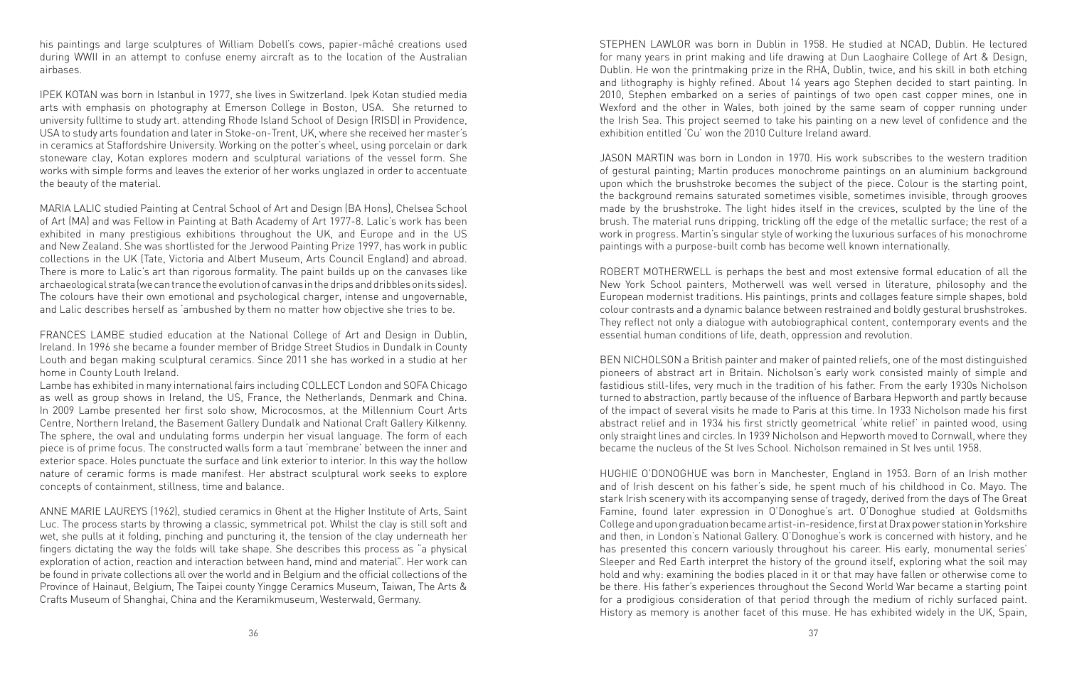his paintings and large sculptures of William Dobell's cows, papier-mâché creations used during WWII in an attempt to confuse enemy aircraft as to the location of the Australian airbases.

IPEK KOTAN was born in Istanbul in 1977, she lives in Switzerland. Ipek Kotan studied media arts with emphasis on photography at Emerson College in Boston, USA. She returned to university fulltime to study art. attending Rhode Island School of Design (RISD) in Providence, USA to study arts foundation and later in Stoke-on-Trent, UK, where she received her master's in ceramics at Staffordshire University. Working on the potter's wheel, using porcelain or dark stoneware clay, Kotan explores modern and sculptural variations of the vessel form. She works with simple forms and leaves the exterior of her works unglazed in order to accentuate the beauty of the material.

MARIA LALIC studied Painting at Central School of Art and Design (BA Hons), Chelsea School of Art (MA) and was Fellow in Painting at Bath Academy of Art 1977-8. Lalic's work has been exhibited in many prestigious exhibitions throughout the UK, and Europe and in the US and New Zealand. She was shortlisted for the Jerwood Painting Prize 1997, has work in public collections in the UK (Tate, Victoria and Albert Museum, Arts Council England) and abroad. There is more to Lalic's art than rigorous formality. The paint builds up on the canvases like archaeological strata (we can trance the evolution of canvas in the drips and dribbles on its sides). The colours have their own emotional and psychological charger, intense and ungovernable, and Lalic describes herself as 'ambushed by them no matter how objective she tries to be.

FRANCES LAMBE studied education at the National College of Art and Design in Dublin, Ireland. In 1996 she became a founder member of Bridge Street Studios in Dundalk in County Louth and began making sculptural ceramics. Since 2011 she has worked in a studio at her home in County Louth Ireland.

Lambe has exhibited in many international fairs including COLLECT London and SOFA Chicago as well as group shows in Ireland, the US, France, the Netherlands, Denmark and China. In 2009 Lambe presented her first solo show, Microcosmos, at the Millennium Court Arts Centre, Northern Ireland, the Basement Gallery Dundalk and National Craft Gallery Kilkenny. The sphere, the oval and undulating forms underpin her visual language. The form of each piece is of prime focus. The constructed walls form a taut 'membrane' between the inner and exterior space. Holes punctuate the surface and link exterior to interior. In this way the hollow nature of ceramic forms is made manifest. Her abstract sculptural work seeks to explore concepts of containment, stillness, time and balance.

ANNE MARIE LAUREYS (1962), studied ceramics in Ghent at the Higher Institute of Arts, Saint Luc. The process starts by throwing a classic, symmetrical pot. Whilst the clay is still soft and wet, she pulls at it folding, pinching and puncturing it, the tension of the clay underneath her fingers dictating the way the folds will take shape. She describes this process as "a physical exploration of action, reaction and interaction between hand, mind and material". Her work can be found in private collections all over the world and in Belgium and the official collections of the Province of Hainaut, Belgium, The Taipei county Yingge Ceramics Museum, Taiwan, The Arts & Crafts Museum of Shanghai, China and the Keramikmuseum, Westerwald, Germany.

STEPHEN LAWLOR was born in Dublin in 1958. He studied at NCAD, Dublin. He lectured for many years in print making and life drawing at Dun Laoghaire College of Art & Design, Dublin. He won the printmaking prize in the RHA, Dublin, twice, and his skill in both etching and lithography is highly refined. About 14 years ago Stephen decided to start painting. In 2010, Stephen embarked on a series of paintings of two open cast copper mines, one in Wexford and the other in Wales, both joined by the same seam of copper running under the Irish Sea. This project seemed to take his painting on a new level of confidence and the exhibition entitled 'Cu' won the 2010 Culture Ireland award.

JASON MARTIN was born in London in 1970. His work subscribes to the western tradition of gestural painting; Martin produces monochrome paintings on an aluminium background upon which the brushstroke becomes the subject of the piece. Colour is the starting point, the background remains saturated sometimes visible, sometimes invisible, through grooves made by the brushstroke. The light hides itself in the crevices, sculpted by the line of the brush. The material runs dripping, trickling off the edge of the metallic surface; the rest of a work in progress. Martin's singular style of working the luxurious surfaces of his monochrome paintings with a purpose-built comb has become well known internationally.

ROBERT MOTHERWELL is perhaps the best and most extensive formal education of all the New York School painters, Motherwell was well versed in literature, philosophy and the European modernist traditions. His paintings, prints and collages feature simple shapes, bold colour contrasts and a dynamic balance between restrained and boldly gestural brushstrokes. They reflect not only a dialogue with autobiographical content, contemporary events and the essential human conditions of life, death, oppression and revolution.

BEN NICHOLSON a British painter and maker of painted reliefs, one of the most distinguished pioneers of abstract art in Britain. Nicholson's early work consisted mainly of simple and fastidious still-lifes, very much in the tradition of his father. From the early 1930s Nicholson turned to abstraction, partly because of the influence of Barbara Hepworth and partly because of the impact of several visits he made to Paris at this time. In 1933 Nicholson made his first abstract relief and in 1934 his first strictly geometrical 'white relief' in painted wood, using only straight lines and circles. In 1939 Nicholson and Hepworth moved to Cornwall, where they became the nucleus of the St Ives School. Nicholson remained in St Ives until 1958.

HUGHIE O'DONOGHUE was born in Manchester, England in 1953. Born of an Irish mother and of Irish descent on his father's side, he spent much of his childhood in Co. Mayo. The stark Irish scenery with its accompanying sense of tragedy, derived from the days of The Great Famine, found later expression in O'Donoghue's art. O'Donoghue studied at Goldsmiths College and upon graduation became artist-in-residence, first at Drax power station in Yorkshire and then, in London's National Gallery. O'Donoghue's work is concerned with history, and he has presented this concern variously throughout his career. His early, monumental series' Sleeper and Red Earth interpret the history of the ground itself, exploring what the soil may hold and why: examining the bodies placed in it or that may have fallen or otherwise come to be there. His father's experiences throughout the Second World War became a starting point for a prodigious consideration of that period through the medium of richly surfaced paint. History as memory is another facet of this muse. He has exhibited widely in the UK, Spain,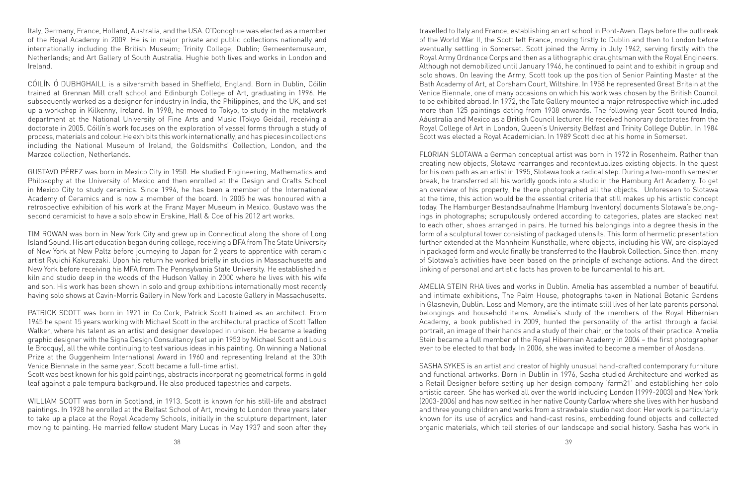Italy, Germany, France, Holland, Australia, and the USA. O'Donoghue was elected as a member of the Royal Academy in 2009. He is in major private and public collections nationally and internationally including the British Museum; Trinity College, Dublin; Gemeentemuseum, Netherlands; and Art Gallery of South Australia. Hughie both lives and works in London and Ireland.

CÓILÍN Ó DUBHGHAILL is a silversmith based in Sheffield, England. Born in Dublin, Cóilín trained at Grennan Mill craft school and Edinburgh College of Art, graduating in 1996. He subsequently worked as a designer for industry in India, the Philippines, and the UK, and set up a workshop in Kilkenny, Ireland. In 1998, he moved to Tokyo, to study in the metalwork department at the National University of Fine Arts and Music (Tokyo Geidai), receiving a doctorate in 2005. Cóilín's work focuses on the exploration of vessel forms through a study of process, materials and colour. He exhibits this work internationally, and has pieces in collections including the National Museum of Ireland, the Goldsmiths' Collection, London, and the Marzee collection, Netherlands.

GUSTAVO PÉREZ was born in Mexico City in 1950. He studied Engineering, Mathematics and Philosophy at the University of Mexico and then enrolled at the Design and Crafts School in Mexico City to study ceramics. Since 1994, he has been a member of the International Academy of Ceramics and is now a member of the board. In 2005 he was honoured with a retrospective exhibition of his work at the Franz Mayer Museum in Mexico. Gustavo was the second ceramicist to have a solo show in Erskine, Hall & Coe of his 2012 art works.

TIM ROWAN was born in New York City and grew up in Connecticut along the shore of Long Island Sound. His art education began during college, receiving a BFA from The State University of New York at New Paltz before journeying to Japan for 2 years to apprentice with ceramic artist Ryuichi Kakurezaki. Upon his return he worked briefly in studios in Massachusetts and New York before receiving his MFA from The Pennsylvania State University. He established his kiln and studio deep in the woods of the Hudson Valley in 2000 where he lives with his wife and son. His work has been shown in solo and group exhibitions internationally most recently having solo shows at Cavin-Morris Gallery in New York and Lacoste Gallery in Massachusetts.

PATRICK SCOTT was born in 1921 in Co Cork, Patrick Scott trained as an architect. From 1945 he spent 15 years working with Michael Scott in the architectural practice of Scott Tallon Walker, where his talent as an artist and designer developed in unison. He became a leading graphic designer with the Signa Design Consultancy (set up in 1953 by Michael Scott and Louis le Brocquy), all the while continuing to test various ideas in his painting. On winning a National Prize at the Guggenheim International Award in 1960 and representing Ireland at the 30th Venice Biennale in the same year, Scott became a full-time artist.
Scott was best known for his gold paintings, abstracts incorporating geometrical forms in gold leaf against a pale tempura background. He also produced tapestries and carpets.

WILLIAM SCOTT was born in Scotland, in 1913. Scott is known for his still-life and abstract paintings. In 1928 he enrolled at the Belfast School of Art, moving to London three years later to take up a place at the Royal Academy Schools, initially in the sculpture department, later moving to painting. He married fellow student Mary Lucas in May 1937 and soon after they travelled to Italy and France, establishing an art school in Pont-Aven. Days before the outbreak of the World War II, the Scott left France, moving firstly to Dublin and then to London before eventually settling in Somerset. Scott joined the Army in July 1942, serving firstly with the Royal Army Ordnance Corps and then as a lithographic draughtsman with the Royal Engineers. Although not demobilized until January 1946, he continued to paint and to exhibit in group and solo shows. On leaving the Army, Scott took up the position of Senior Painting Master at the Bath Academy of Art, at Corsham Court, Wiltshire. In 1958 he represented Great Britain at the Venice Biennale, one of many occasions on which his work was chosen by the British Council to be exhibited abroad. In 1972, the Tate Gallery mounted a major retrospective which included more than 125 paintings dating from 1938 onwards. The following year Scott toured India, Aáustralia and Mexico as a British Council lecturer. He received honorary doctorates from the Royal College of Art in London, Queen's University Belfast and Trinity College Dublin. In 1984 Scott was elected a Royal Academician. In 1989 Scott died at his home in Somerset.

FLORIAN SLOTAWA a German conceptual artist was born in 1972 in Rosenheim. Rather than creating new objects, Slotawa rearranges and recontextualizes existing objects. In the quest for his own path as an artist in 1995, Slotawa took a radical step. During a two-month semester break, he transferred all his worldly goods into a studio in the Hamburg Art Academy. To get an overview of his property, he there photographed all the objects. Unforeseen to Slotawa at the time, this action would be the essential criteria that still makes up his artistic concept today. The Hamburger Bestandsaufnahme (Hamburg Inventory) documents Slotawa's belongings in photographs; scrupulously ordered according to categories, plates are stacked next to each other, shoes arranged in pairs. He turned his belongings into a degree thesis in the form of a sculptural tower consisting of packaged utensils. This form of hermetic presentation further extended at the Mannheim Kunsthalle, where objects, including his VW, are displayed in packaged form and would finally be transferred to the Haubrok Collection. Since then, many of Slotawa's activities have been based on the principle of exchange actions. And the direct linking of personal and artistic facts has proven to be fundamental to his art.

AMELIA STEIN RHA lives and works in Dublin. Amelia has assembled a number of beautiful and intimate exhibitions, The Palm House, photographs taken in National Botanic Gardens in Glasnevin, Dublin. Loss and Memory, are the intimate still lives of her late parents personal belongings and household items. Amelia's study of the members of the Royal Hibernian Academy, a book published in 2009, hunted the personality of the artist through a facial portrait, an image of their hands and a study of their chair, or the tools of their practice. Amelia Stein became a full member of the Royal Hibernian Academy in 2004 – the first photographer ever to be elected to that body. In 2006, she was invited to become a member of Aosdana.

SASHA SYKES is an artist and creator of highly unusual hand-crafted contemporary furniture and functional artworks. Born in Dublin in 1976, Sasha studied Architecture and worked as a Retail Designer before setting up her design company 'farm21' and establishing her solo artistic career. She has worked all over the world including London (1999-2003) and New York (2003-2006) and has now settled in her native County Carlow where she lives with her husband and three young children and works from a strawbale studio next door. Her work is particularly known for its use of acrylics and hand-cast resins, embedding found objects and collected organic materials, which tell stories of our landscape and social history. Sasha has work in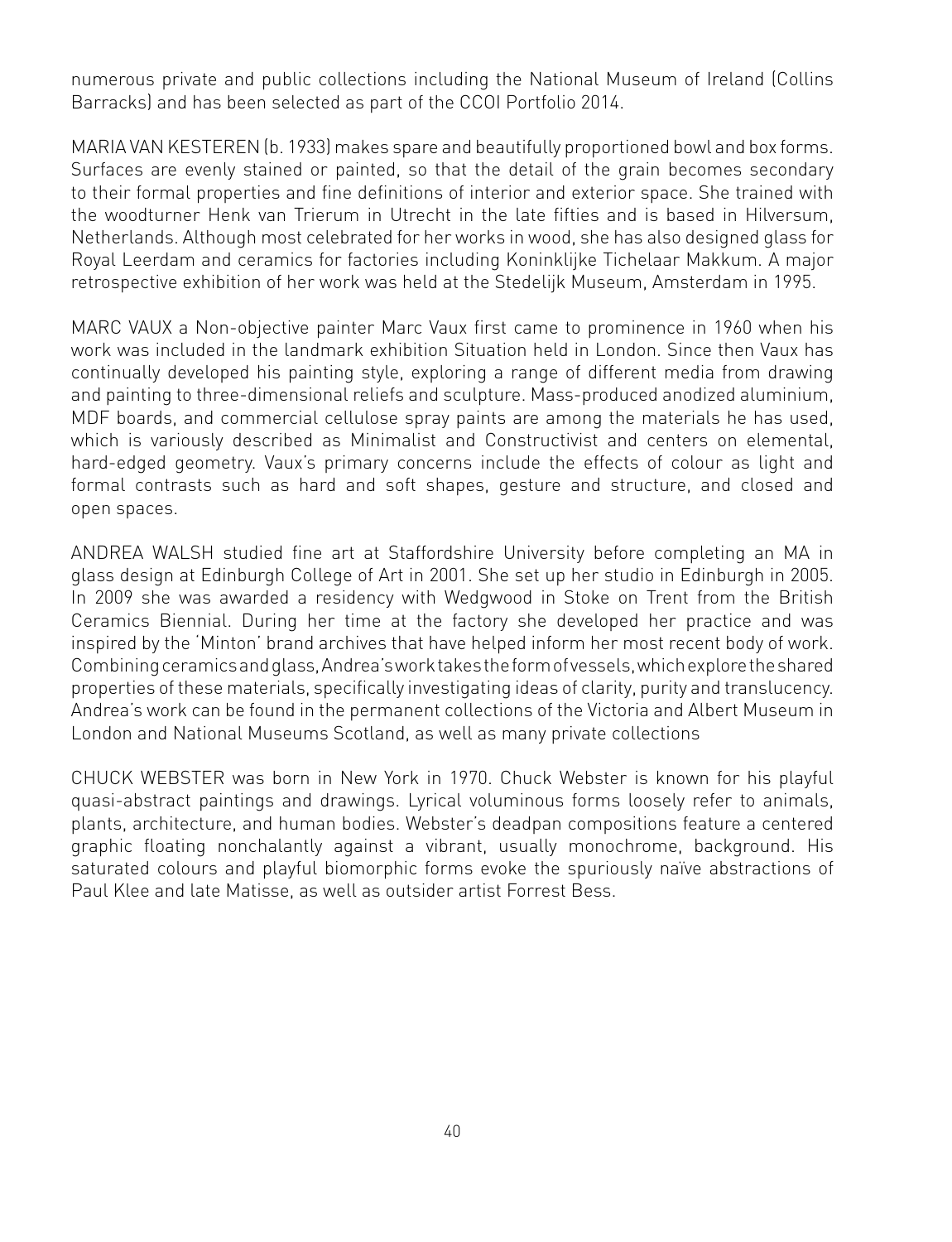numerous private and public collections including the National Museum of Ireland (Collins Barracks) and has been selected as part of the CCOI Portfolio 2014.

MARIA VAN KESTEREN (b. 1933) makes spare and beautifully proportioned bowl and box forms. Surfaces are evenly stained or painted, so that the detail of the grain becomes secondary to their formal properties and fine definitions of interior and exterior space. She trained with the woodturner Henk van Trierum in Utrecht in the late fifties and is based in Hilversum, Netherlands. Although most celebrated for her works in wood, she has also designed glass for Royal Leerdam and ceramics for factories including Koninklijke Tichelaar Makkum. A major retrospective exhibition of her work was held at the Stedelijk Museum, Amsterdam in 1995.

MARC VAUX a Non-objective painter Marc Vaux first came to prominence in 1960 when his work was included in the landmark exhibition Situation held in London. Since then Vaux has continually developed his painting style, exploring a range of different media from drawing and painting to three-dimensional reliefs and sculpture. Mass-produced anodized aluminium, MDF boards, and commercial cellulose spray paints are among the materials he has used, which is variously described as Minimalist and Constructivist and centers on elemental, hard-edged geometry. Vaux's primary concerns include the effects of colour as light and formal contrasts such as hard and soft shapes, gesture and structure, and closed and open spaces.

ANDREA WALSH studied fine art at Staffordshire University before completing an MA in glass design at Edinburgh College of Art in 2001. She set up her studio in Edinburgh in 2005. In 2009 she was awarded a residency with Wedgwood in Stoke on Trent from the British Ceramics Biennial. During her time at the factory she developed her practice and was inspired by the 'Minton' brand archives that have helped inform her most recent body of work. Combining ceramics and glass, Andrea's work takes the form of vessels, which explore the shared properties of these materials, specifically investigating ideas of clarity, purity and translucency. Andrea's work can be found in the permanent collections of the Victoria and Albert Museum in London and National Museums Scotland, as well as many private collections

CHUCK WEBSTER was born in New York in 1970. Chuck Webster is known for his playful quasi-abstract paintings and drawings. Lyrical voluminous forms loosely refer to animals, plants, architecture, and human bodies. Webster's deadpan compositions feature a centered graphic floating nonchalantly against a vibrant, usually monochrome, background. His saturated colours and playful biomorphic forms evoke the spuriously naïve abstractions of Paul Klee and late Matisse, as well as outsider artist Forrest Bess.